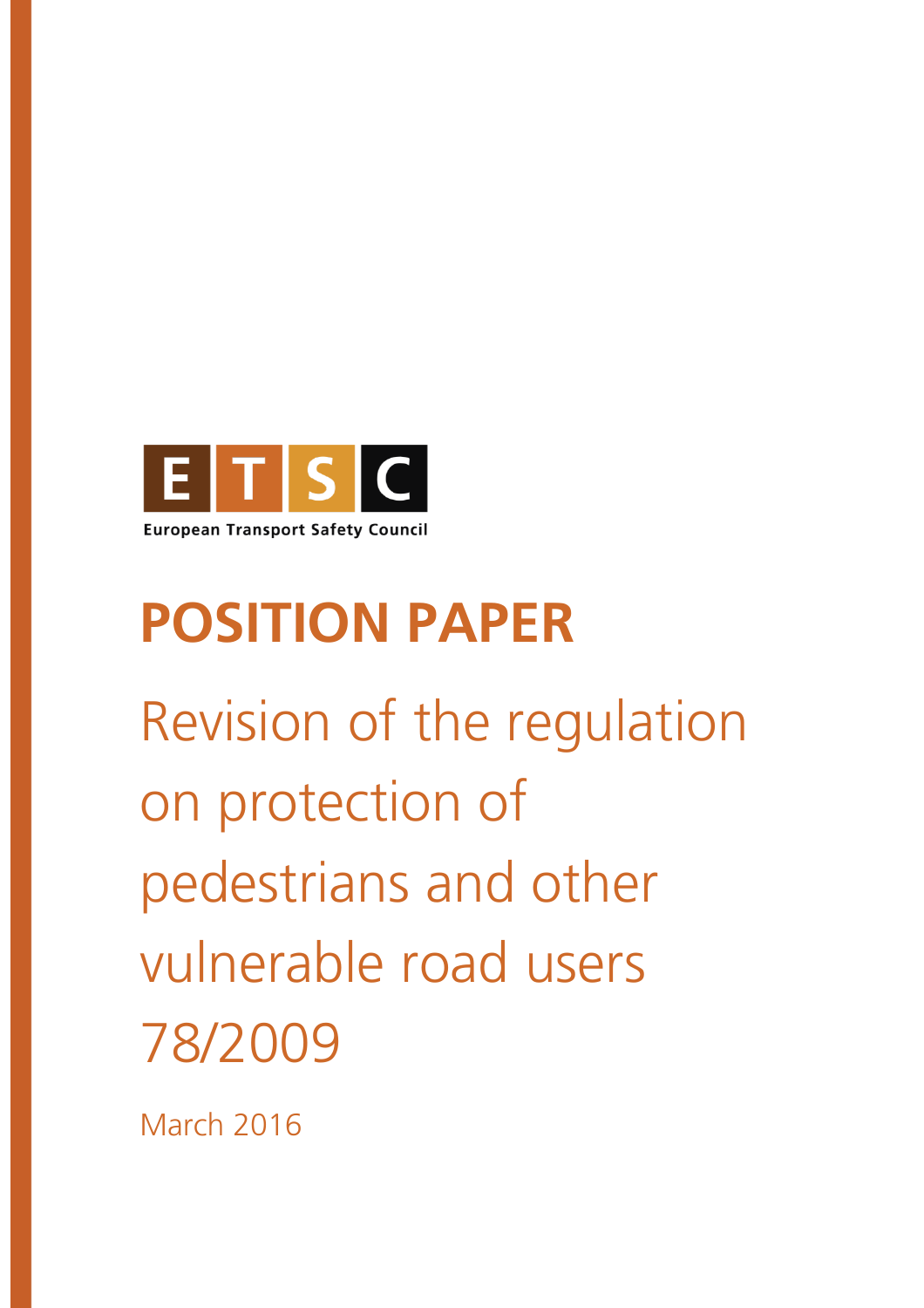E T S C

European Transport Safety Council

# POSITION PAPER

## Revision of the regulation on protection of pedestrians and other vulnerable road users 78/2009

March 2016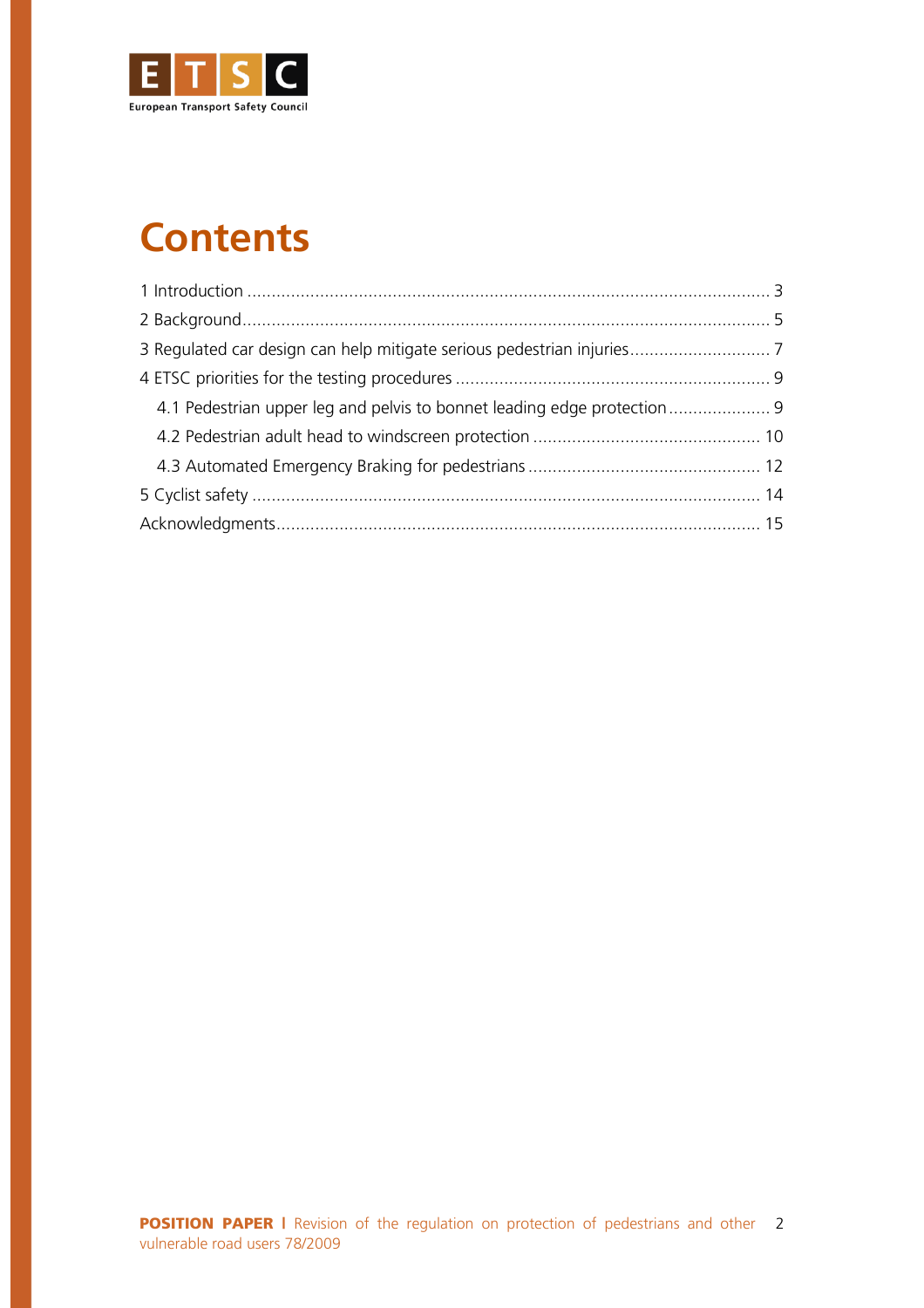# Contents

1 Introduction ........................................................................................................... 3

2 Background............................................................................................................ 5

3 Regulated car design can help mitigate serious pedestrian injuries............................ 7

4 ETSC priorities for the testing procedures ................................................................ 9

- 4.1 Pedestrian upper leg and pelvis to bonnet leading edge protection..................... 9
- 4.2 Pedestrian adult head to windscreen protection ............................................... 10
- 4.3 Automated Emergency Braking for pedestrians ................................................ 12

5 Cyclist safety ........................................................................................................ 14

Acknowledgments................................................................................................... 15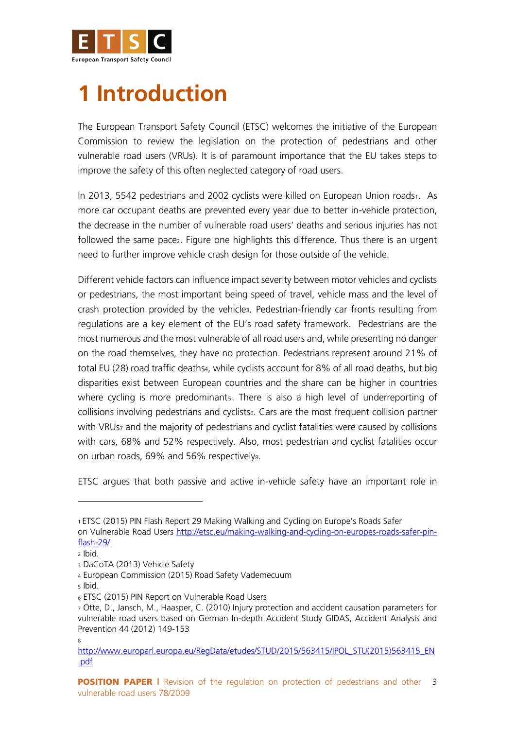# 1 Introduction

The European Transport Safety Council (ETSC) welcomes the initiative of the European Commission to review the legislation on the protection of pedestrians and other vulnerable road users (VRUs). It is of paramount importance that the EU takes steps to improve the safety of this often neglected category of road users.

In 2013, 5542 pedestrians and 2002 cyclists were killed on European Union roads[1]. As more car occupant deaths are prevented every year due to better in-vehicle protection, the decrease in the number of vulnerable road users' deaths and serious injuries has not followed the same pace[2]. Figure one highlights this difference. Thus there is an urgent need to further improve vehicle crash design for those outside of the vehicle.

Different vehicle factors can influence impact severity between motor vehicles and cyclists or pedestrians, the most important being speed of travel, vehicle mass and the level of crash protection provided by the vehicle[3]. Pedestrian-friendly car fronts resulting from regulations are a key element of the EU's road safety framework. Pedestrians are the most numerous and the most vulnerable of all road users and, while presenting no danger on the road themselves, they have no protection. Pedestrians represent around 21% of total EU (28) road traffic deaths[4], while cyclists account for 8% of all road deaths, but big disparities exist between European countries and the share can be higher in countries where cycling is more predominant[5]. There is also a high level of underreporting of collisions involving pedestrians and cyclists[6]. Cars are the most frequent collision partner with VRUs[7] and the majority of pedestrians and cyclist fatalities were caused by collisions with cars, 68% and 52% respectively. Also, most pedestrian and cyclist fatalities occur on urban roads, 69% and 56% respectively[8].

ETSC argues that both passive and active in-vehicle safety have an important role in

---

[1] ETSC (2015) PIN Flash Report 29 Making Walking and Cycling on Europe's Roads Safer on Vulnerable Road Users http://etsc.eu/making-walking-and-cycling-on-europes-roads-safer-pin-flash-29/

[2] Ibid.

[3] DaCoTA (2013) Vehicle Safety

[4] European Commission (2015) Road Safety Vademecuum

[5] Ibid.

[6] ETSC (2015) PIN Report on Vulnerable Road Users

[7] Otte, D., Jansch, M., Haasper, C. (2010) Injury protection and accident causation parameters for vulnerable road users based on German In-depth Accident Study GIDAS, Accident Analysis and Prevention 44 (2012) 149-153

[8] http://www.europarl.europa.eu/RegData/etudes/STUD/2015/563415/IPOL_STU(2015)563415_EN.pdf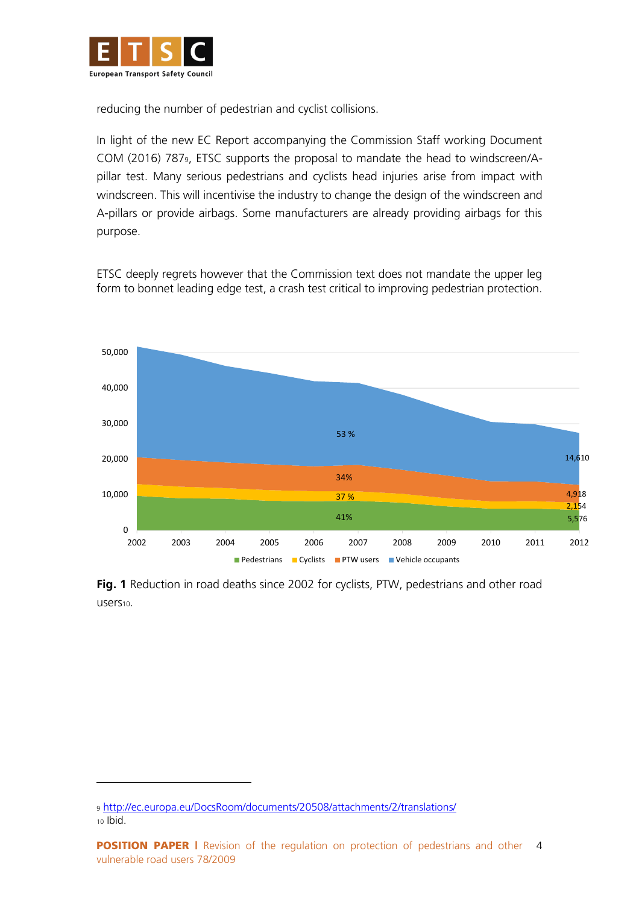reducing the number of pedestrian and cyclist collisions.

In light of the new EC Report accompanying the Commission Staff working Document COM (2016) 787[9], ETSC supports the proposal to mandate the head to windscreen/A-pillar test. Many serious pedestrians and cyclists head injuries arise from impact with windscreen. This will incentivise the industry to change the design of the windscreen and A-pillars or provide airbags. Some manufacturers are already providing airbags for this purpose.

ETSC deeply regrets however that the Commission text does not mandate the upper leg form to bonnet leading edge test, a crash test critical to improving pedestrian protection.

**Fig. 1** Reduction in road deaths since 2002 for cyclists, PTW, pedestrians and other road users[10].

---

[9] http://ec.europa.eu/DocsRoom/documents/20508/attachments/2/translations/

[10] Ibid.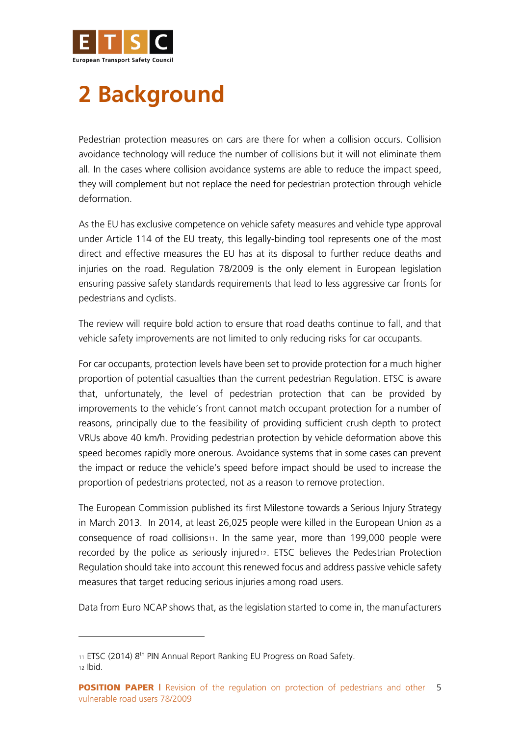# 2 Background

Pedestrian protection measures on cars are there for when a collision occurs. Collision avoidance technology will reduce the number of collisions but it will not eliminate them all. In the cases where collision avoidance systems are able to reduce the impact speed, they will complement but not replace the need for pedestrian protection through vehicle deformation.

As the EU has exclusive competence on vehicle safety measures and vehicle type approval under Article 114 of the EU treaty, this legally-binding tool represents one of the most direct and effective measures the EU has at its disposal to further reduce deaths and injuries on the road. Regulation 78/2009 is the only element in European legislation ensuring passive safety standards requirements that lead to less aggressive car fronts for pedestrians and cyclists.

The review will require bold action to ensure that road deaths continue to fall, and that vehicle safety improvements are not limited to only reducing risks for car occupants.

For car occupants, protection levels have been set to provide protection for a much higher proportion of potential casualties than the current pedestrian Regulation. ETSC is aware that, unfortunately, the level of pedestrian protection that can be provided by improvements to the vehicle's front cannot match occupant protection for a number of reasons, principally due to the feasibility of providing sufficient crush depth to protect VRUs above 40 km/h. Providing pedestrian protection by vehicle deformation above this speed becomes rapidly more onerous. Avoidance systems that in some cases can prevent the impact or reduce the vehicle's speed before impact should be used to increase the proportion of pedestrians protected, not as a reason to remove protection.

The European Commission published its first Milestone towards a Serious Injury Strategy in March 2013. In 2014, at least 26,025 people were killed in the European Union as a consequence of road collisions[11]. In the same year, more than 199,000 people were recorded by the police as seriously injured[12]. ETSC believes the Pedestrian Protection Regulation should take into account this renewed focus and address passive vehicle safety measures that target reducing serious injuries among road users.

Data from Euro NCAP shows that, as the legislation started to come in, the manufacturers

---

[11] ETSC (2014) 8th PIN Annual Report Ranking EU Progress on Road Safety.
[12] Ibid.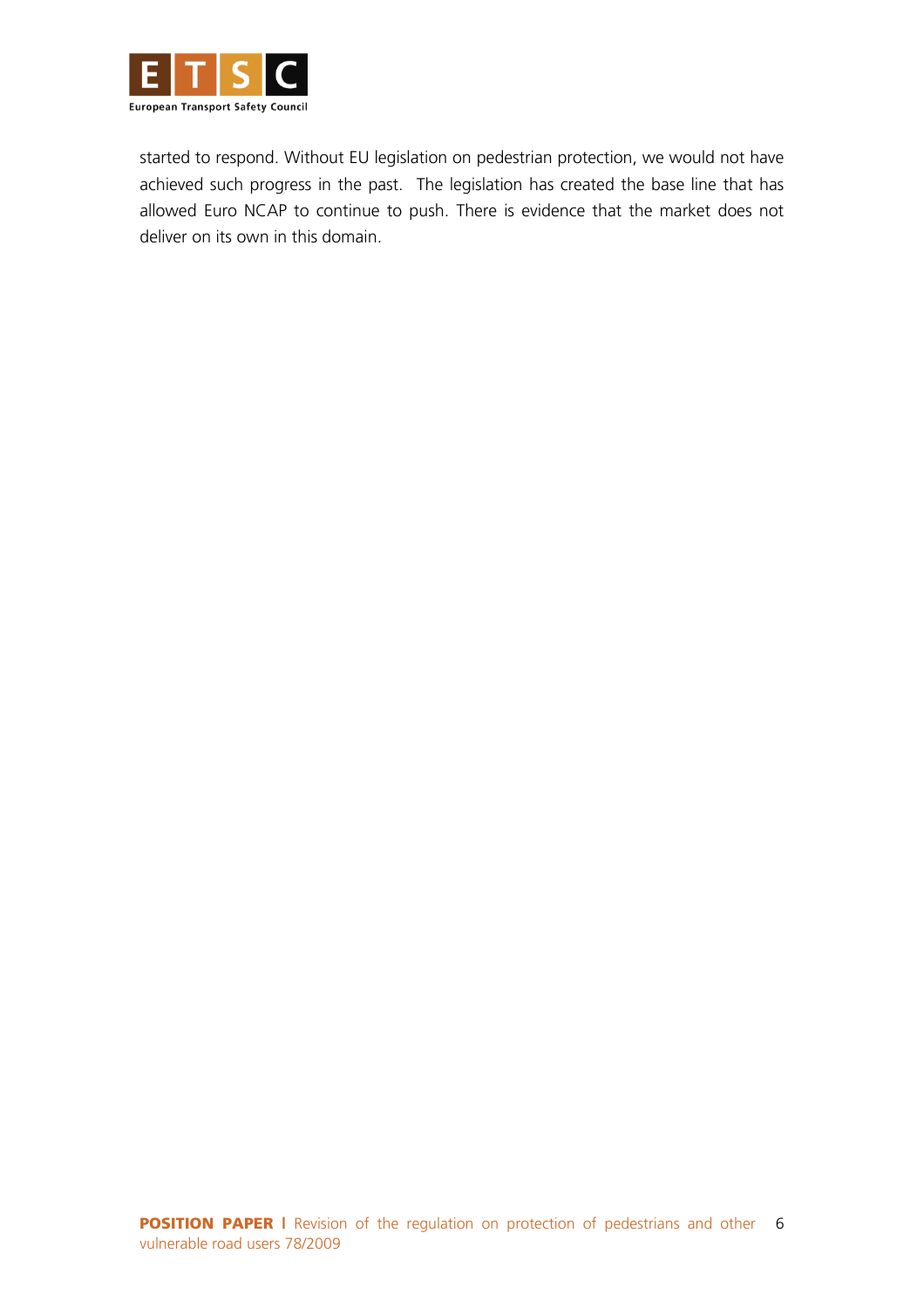started to respond. Without EU legislation on pedestrian protection, we would not have achieved such progress in the past.  The legislation has created the base line that has allowed Euro NCAP to continue to push. There is evidence that the market does not deliver on its own in this domain.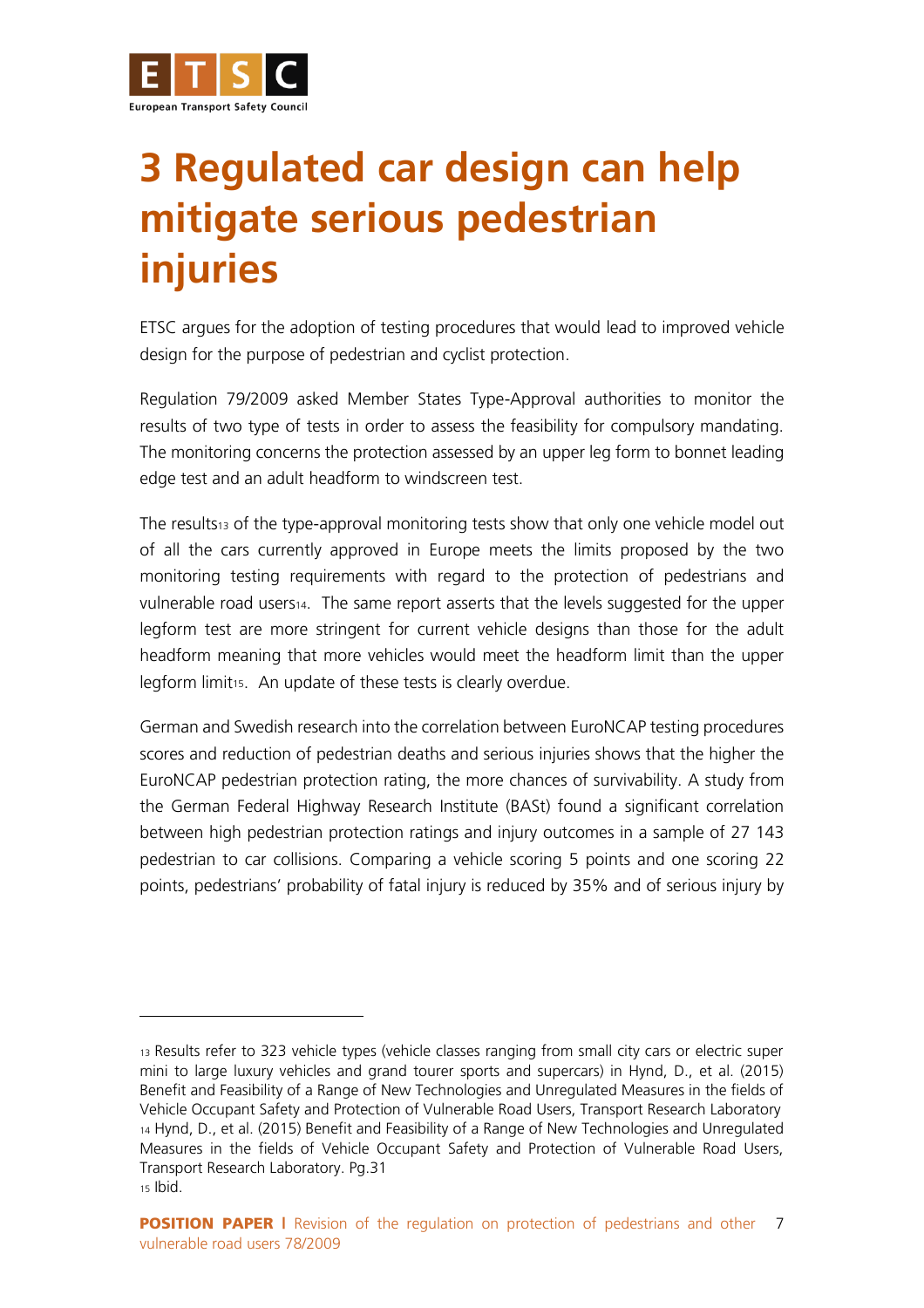# 3 Regulated car design can help mitigate serious pedestrian injuries

ETSC argues for the adoption of testing procedures that would lead to improved vehicle design for the purpose of pedestrian and cyclist protection.

Regulation 79/2009 asked Member States Type-Approval authorities to monitor the results of two type of tests in order to assess the feasibility for compulsory mandating. The monitoring concerns the protection assessed by an upper leg form to bonnet leading edge test and an adult headform to windscreen test.

The results[13] of the type-approval monitoring tests show that only one vehicle model out of all the cars currently approved in Europe meets the limits proposed by the two monitoring testing requirements with regard to the protection of pedestrians and vulnerable road users[14]. The same report asserts that the levels suggested for the upper legform test are more stringent for current vehicle designs than those for the adult headform meaning that more vehicles would meet the headform limit than the upper legform limit[15]. An update of these tests is clearly overdue.

German and Swedish research into the correlation between EuroNCAP testing procedures scores and reduction of pedestrian deaths and serious injuries shows that the higher the EuroNCAP pedestrian protection rating, the more chances of survivability. A study from the German Federal Highway Research Institute (BASt) found a significant correlation between high pedestrian protection ratings and injury outcomes in a sample of 27 143 pedestrian to car collisions. Comparing a vehicle scoring 5 points and one scoring 22 points, pedestrians' probability of fatal injury is reduced by 35% and of serious injury by

---

[13] Results refer to 323 vehicle types (vehicle classes ranging from small city cars or electric super mini to large luxury vehicles and grand tourer sports and supercars) in Hynd, D., et al. (2015) Benefit and Feasibility of a Range of New Technologies and Unregulated Measures in the fields of Vehicle Occupant Safety and Protection of Vulnerable Road Users, Transport Research Laboratory

[14] Hynd, D., et al. (2015) Benefit and Feasibility of a Range of New Technologies and Unregulated Measures in the fields of Vehicle Occupant Safety and Protection of Vulnerable Road Users, Transport Research Laboratory. Pg.31

[15] Ibid.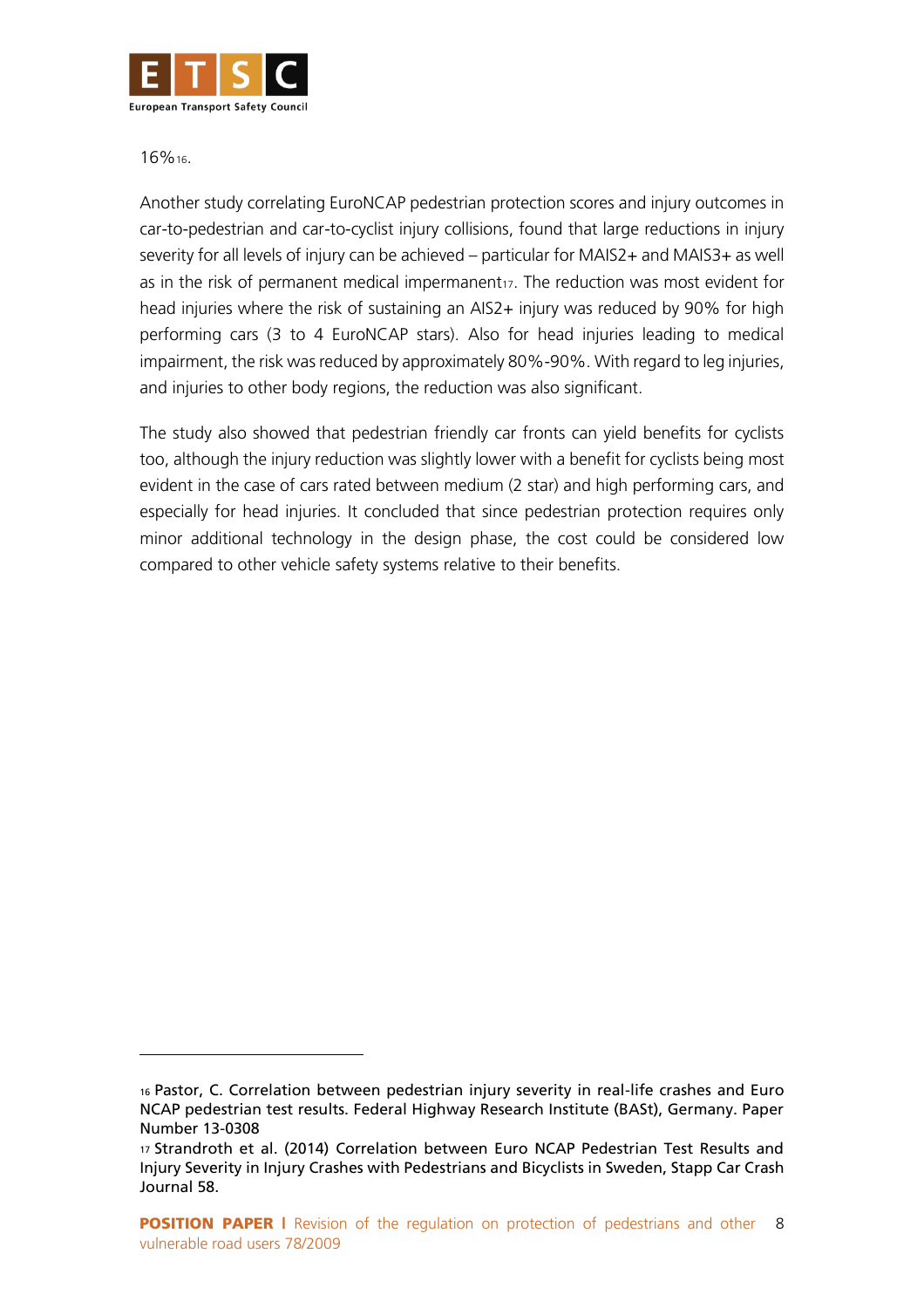16%[16].

Another study correlating EuroNCAP pedestrian protection scores and injury outcomes in car-to-pedestrian and car-to-cyclist injury collisions, found that large reductions in injury severity for all levels of injury can be achieved – particular for MAIS2+ and MAIS3+ as well as in the risk of permanent medical impermanent[17]. The reduction was most evident for head injuries where the risk of sustaining an AIS2+ injury was reduced by 90% for high performing cars (3 to 4 EuroNCAP stars). Also for head injuries leading to medical impairment, the risk was reduced by approximately 80%-90%. With regard to leg injuries, and injuries to other body regions, the reduction was also significant.

The study also showed that pedestrian friendly car fronts can yield benefits for cyclists too, although the injury reduction was slightly lower with a benefit for cyclists being most evident in the case of cars rated between medium (2 star) and high performing cars, and especially for head injuries. It concluded that since pedestrian protection requires only minor additional technology in the design phase, the cost could be considered low compared to other vehicle safety systems relative to their benefits.

---

[16] Pastor, C. Correlation between pedestrian injury severity in real-life crashes and Euro NCAP pedestrian test results. Federal Highway Research Institute (BASt), Germany. Paper Number 13-0308

[17] Strandroth et al. (2014) Correlation between Euro NCAP Pedestrian Test Results and Injury Severity in Injury Crashes with Pedestrians and Bicyclists in Sweden, Stapp Car Crash Journal 58.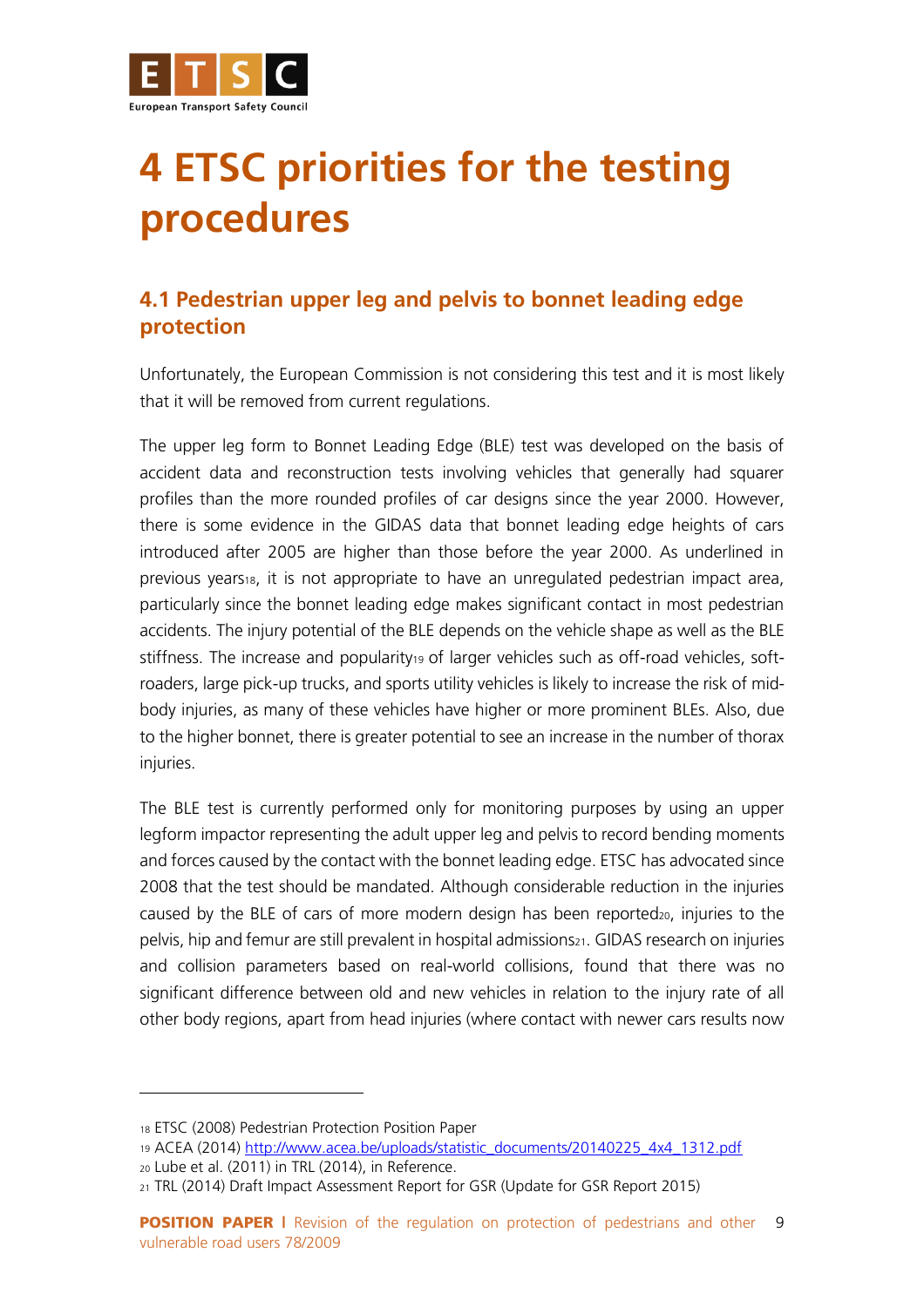# 4 ETSC priorities for the testing procedures

## 4.1 Pedestrian upper leg and pelvis to bonnet leading edge protection

Unfortunately, the European Commission is not considering this test and it is most likely that it will be removed from current regulations.

The upper leg form to Bonnet Leading Edge (BLE) test was developed on the basis of accident data and reconstruction tests involving vehicles that generally had squarer profiles than the more rounded profiles of car designs since the year 2000. However, there is some evidence in the GIDAS data that bonnet leading edge heights of cars introduced after 2005 are higher than those before the year 2000. As underlined in previous years[18], it is not appropriate to have an unregulated pedestrian impact area, particularly since the bonnet leading edge makes significant contact in most pedestrian accidents. The injury potential of the BLE depends on the vehicle shape as well as the BLE stiffness. The increase and popularity[19] of larger vehicles such as off-road vehicles, soft-roaders, large pick-up trucks, and sports utility vehicles is likely to increase the risk of mid-body injuries, as many of these vehicles have higher or more prominent BLEs. Also, due to the higher bonnet, there is greater potential to see an increase in the number of thorax injuries.

The BLE test is currently performed only for monitoring purposes by using an upper legform impactor representing the adult upper leg and pelvis to record bending moments and forces caused by the contact with the bonnet leading edge. ETSC has advocated since 2008 that the test should be mandated. Although considerable reduction in the injuries caused by the BLE of cars of more modern design has been reported[20], injuries to the pelvis, hip and femur are still prevalent in hospital admissions[21]. GIDAS research on injuries and collision parameters based on real-world collisions, found that there was no significant difference between old and new vehicles in relation to the injury rate of all other body regions, apart from head injuries (where contact with newer cars results now

---

[18] ETSC (2008) Pedestrian Protection Position Paper

[19] ACEA (2014) http://www.acea.be/uploads/statistic_documents/20140225_4x4_1312.pdf

[20] Lube et al. (2011) in TRL (2014), in Reference.

[21] TRL (2014) Draft Impact Assessment Report for GSR (Update for GSR Report 2015)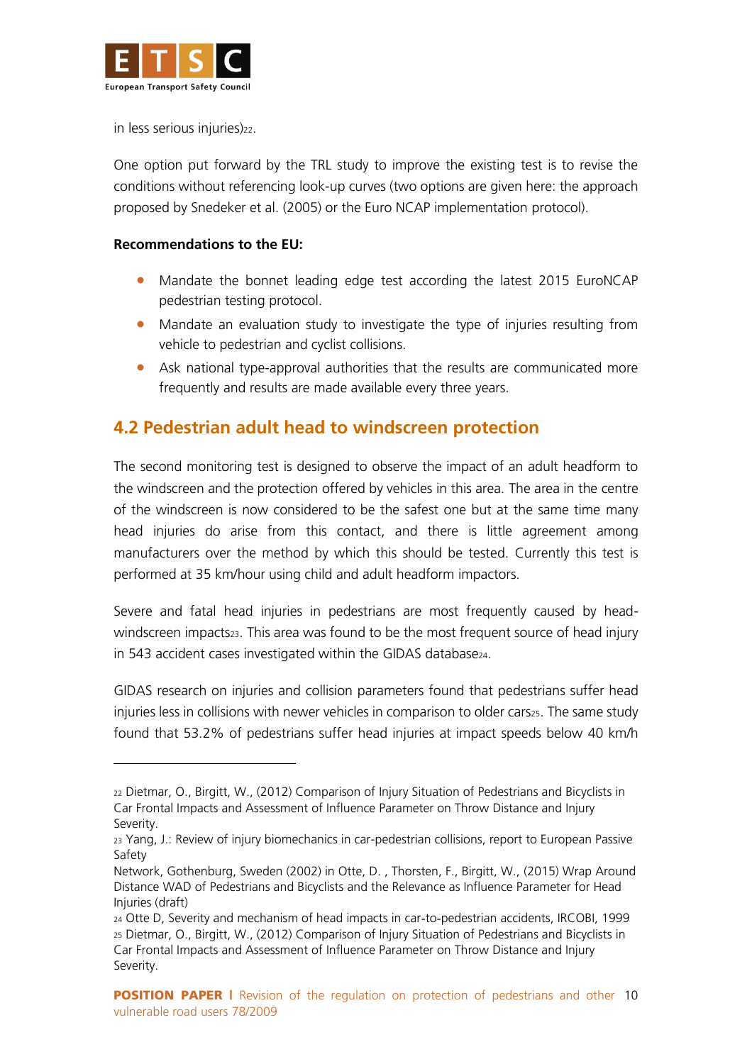in less serious injuries)[22].

One option put forward by the TRL study to improve the existing test is to revise the conditions without referencing look-up curves (two options are given here: the approach proposed by Snedeker et al. (2005) or the Euro NCAP implementation protocol).

**Recommendations to the EU:**

- Mandate the bonnet leading edge test according the latest 2015 EuroNCAP pedestrian testing protocol.
- Mandate an evaluation study to investigate the type of injuries resulting from vehicle to pedestrian and cyclist collisions.
- Ask national type-approval authorities that the results are communicated more frequently and results are made available every three years.

## 4.2 Pedestrian adult head to windscreen protection

The second monitoring test is designed to observe the impact of an adult headform to the windscreen and the protection offered by vehicles in this area. The area in the centre of the windscreen is now considered to be the safest one but at the same time many head injuries do arise from this contact, and there is little agreement among manufacturers over the method by which this should be tested. Currently this test is performed at 35 km/hour using child and adult headform impactors.

Severe and fatal head injuries in pedestrians are most frequently caused by head-windscreen impacts[23]. This area was found to be the most frequent source of head injury in 543 accident cases investigated within the GIDAS database[24].

GIDAS research on injuries and collision parameters found that pedestrians suffer head injuries less in collisions with newer vehicles in comparison to older cars[25]. The same study found that 53.2% of pedestrians suffer head injuries at impact speeds below 40 km/h

---

[22] Dietmar, O., Birgitt, W., (2012) Comparison of Injury Situation of Pedestrians and Bicyclists in Car Frontal Impacts and Assessment of Influence Parameter on Throw Distance and Injury Severity.

[23] Yang, J.: Review of injury biomechanics in car-pedestrian collisions, report to European Passive Safety Network, Gothenburg, Sweden (2002) in Otte, D. , Thorsten, F., Birgitt, W., (2015) Wrap Around Distance WAD of Pedestrians and Bicyclists and the Relevance as Influence Parameter for Head Injuries (draft)

[24] Otte D, Severity and mechanism of head impacts in car-to-pedestrian accidents, IRCOBI, 1999

[25] Dietmar, O., Birgitt, W., (2012) Comparison of Injury Situation of Pedestrians and Bicyclists in Car Frontal Impacts and Assessment of Influence Parameter on Throw Distance and Injury Severity.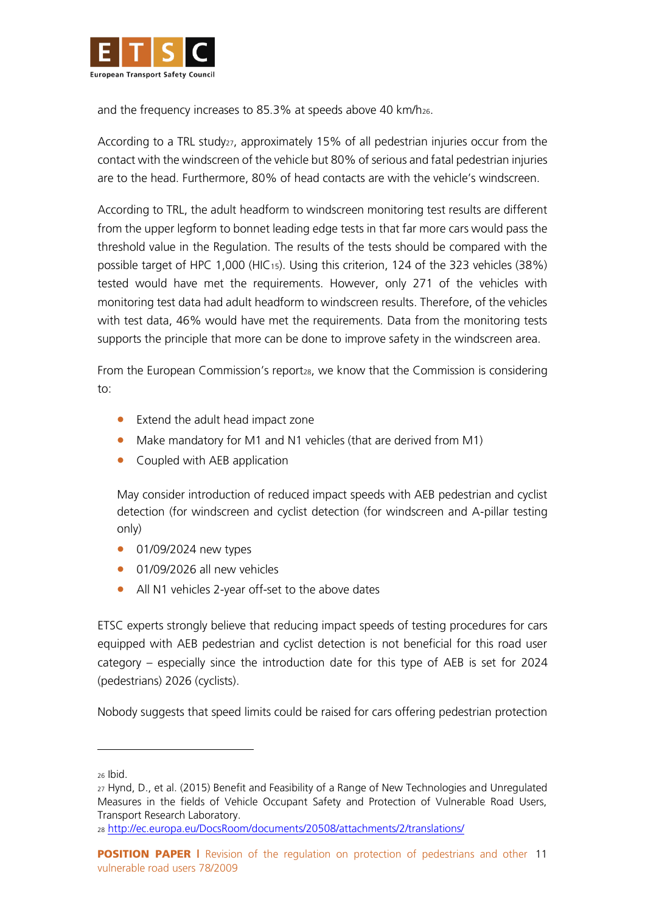and the frequency increases to 85.3% at speeds above 40 km/h[26].

According to a TRL study[27], approximately 15% of all pedestrian injuries occur from the contact with the windscreen of the vehicle but 80% of serious and fatal pedestrian injuries are to the head. Furthermore, 80% of head contacts are with the vehicle's windscreen.

According to TRL, the adult headform to windscreen monitoring test results are different from the upper legform to bonnet leading edge tests in that far more cars would pass the threshold value in the Regulation. The results of the tests should be compared with the possible target of HPC 1,000 ($HIC_{15}$). Using this criterion, 124 of the 323 vehicles (38%) tested would have met the requirements. However, only 271 of the vehicles with monitoring test data had adult headform to windscreen results. Therefore, of the vehicles with test data, 46% would have met the requirements. Data from the monitoring tests supports the principle that more can be done to improve safety in the windscreen area.

From the European Commission's report[28], we know that the Commission is considering to:

- Extend the adult head impact zone
- Make mandatory for M1 and N1 vehicles (that are derived from M1)
- Coupled with AEB application

  May consider introduction of reduced impact speeds with AEB pedestrian and cyclist detection (for windscreen and cyclist detection (for windscreen and A-pillar testing only)

- 01/09/2024 new types
- 01/09/2026 all new vehicles
- All N1 vehicles 2-year off-set to the above dates

ETSC experts strongly believe that reducing impact speeds of testing procedures for cars equipped with AEB pedestrian and cyclist detection is not beneficial for this road user category – especially since the introduction date for this type of AEB is set for 2024 (pedestrians) 2026 (cyclists).

Nobody suggests that speed limits could be raised for cars offering pedestrian protection

---

[26] Ibid.

[27] Hynd, D., et al. (2015) Benefit and Feasibility of a Range of New Technologies and Unregulated Measures in the fields of Vehicle Occupant Safety and Protection of Vulnerable Road Users, Transport Research Laboratory.

[28] http://ec.europa.eu/DocsRoom/documents/20508/attachments/2/translations/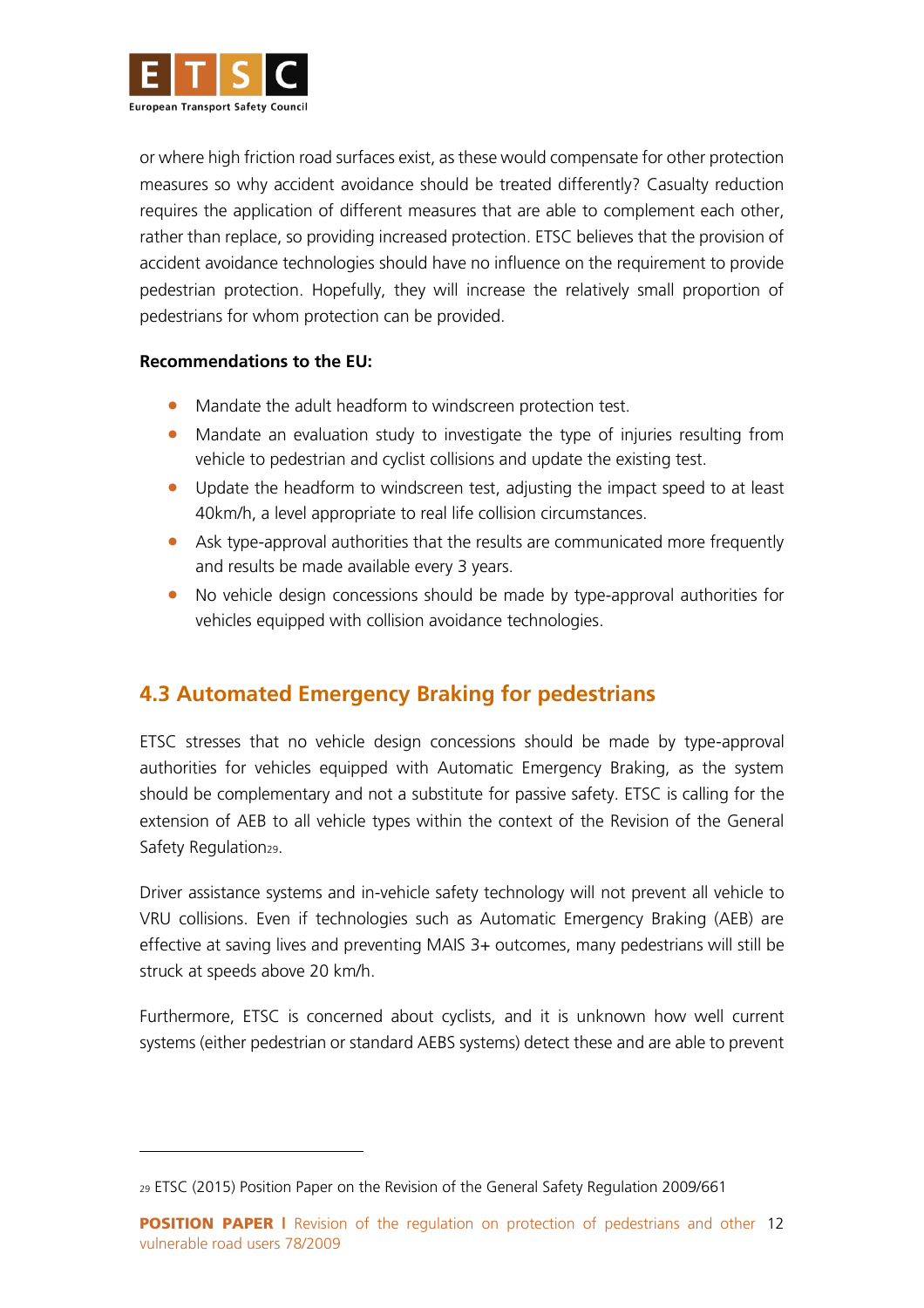or where high friction road surfaces exist, as these would compensate for other protection measures so why accident avoidance should be treated differently? Casualty reduction requires the application of different measures that are able to complement each other, rather than replace, so providing increased protection. ETSC believes that the provision of accident avoidance technologies should have no influence on the requirement to provide pedestrian protection. Hopefully, they will increase the relatively small proportion of pedestrians for whom protection can be provided.

**Recommendations to the EU:**

- Mandate the adult headform to windscreen protection test.
- Mandate an evaluation study to investigate the type of injuries resulting from vehicle to pedestrian and cyclist collisions and update the existing test.
- Update the headform to windscreen test, adjusting the impact speed to at least 40km/h, a level appropriate to real life collision circumstances.
- Ask type-approval authorities that the results are communicated more frequently and results be made available every 3 years.
- No vehicle design concessions should be made by type-approval authorities for vehicles equipped with collision avoidance technologies.

## 4.3 Automated Emergency Braking for pedestrians

ETSC stresses that no vehicle design concessions should be made by type-approval authorities for vehicles equipped with Automatic Emergency Braking, as the system should be complementary and not a substitute for passive safety. ETSC is calling for the extension of AEB to all vehicle types within the context of the Revision of the General Safety Regulation[29].

Driver assistance systems and in-vehicle safety technology will not prevent all vehicle to VRU collisions. Even if technologies such as Automatic Emergency Braking (AEB) are effective at saving lives and preventing MAIS 3+ outcomes, many pedestrians will still be struck at speeds above 20 km/h.

Furthermore, ETSC is concerned about cyclists, and it is unknown how well current systems (either pedestrian or standard AEBS systems) detect these and are able to prevent

[29] ETSC (2015) Position Paper on the Revision of the General Safety Regulation 2009/661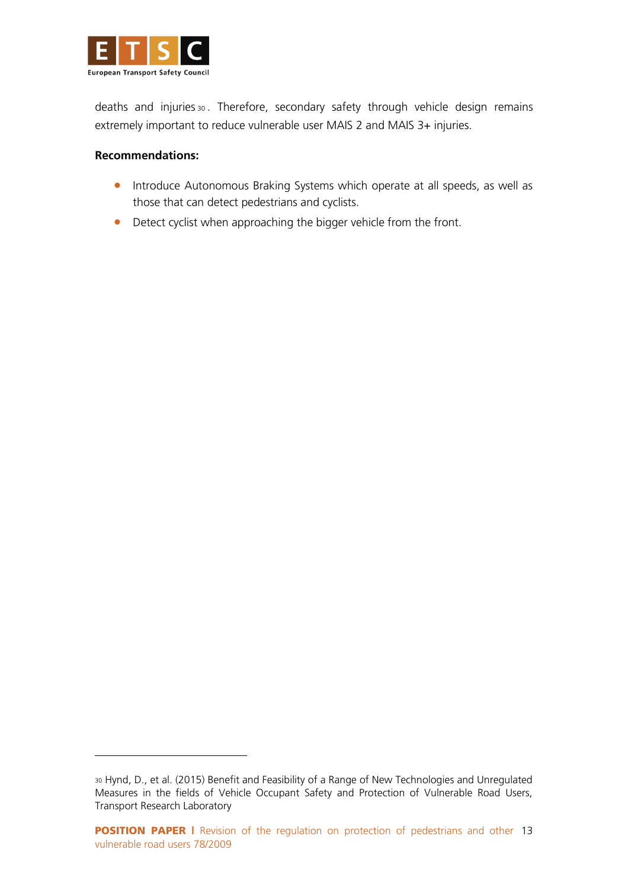deaths and injuries[30]. Therefore, secondary safety through vehicle design remains extremely important to reduce vulnerable user MAIS 2 and MAIS 3+ injuries.

**Recommendations:**

- Introduce Autonomous Braking Systems which operate at all speeds, as well as those that can detect pedestrians and cyclists.
- Detect cyclist when approaching the bigger vehicle from the front.

---

[30] Hynd, D., et al. (2015) Benefit and Feasibility of a Range of New Technologies and Unregulated Measures in the fields of Vehicle Occupant Safety and Protection of Vulnerable Road Users, Transport Research Laboratory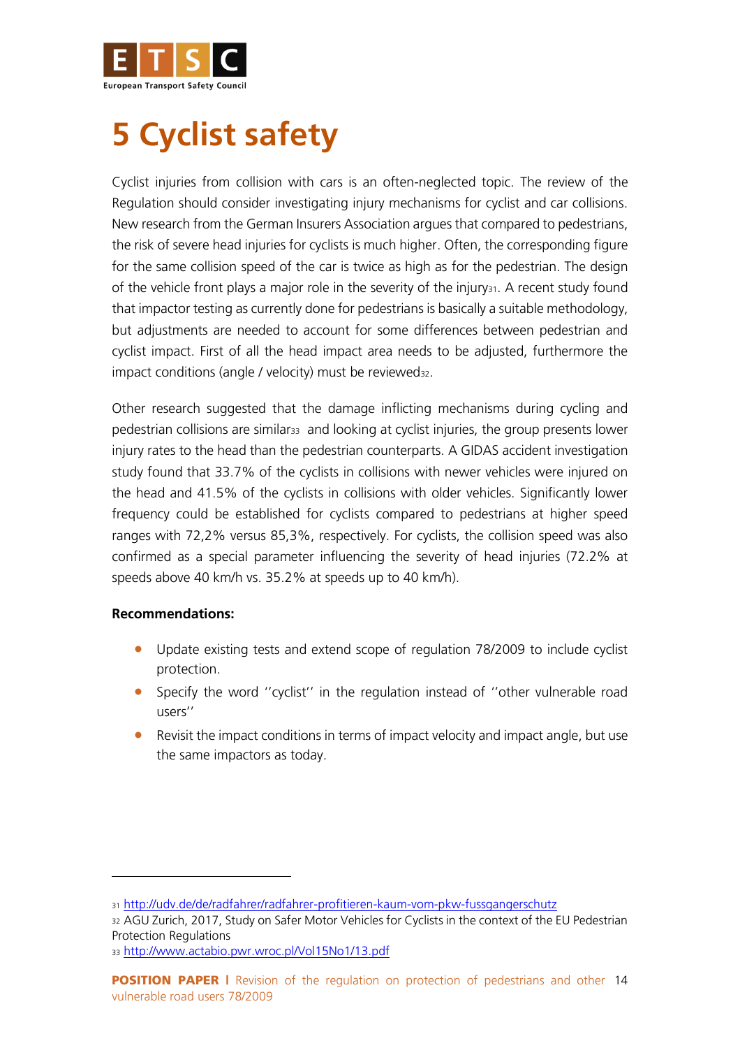# 5 Cyclist safety

Cyclist injuries from collision with cars is an often-neglected topic. The review of the Regulation should consider investigating injury mechanisms for cyclist and car collisions. New research from the German Insurers Association argues that compared to pedestrians, the risk of severe head injuries for cyclists is much higher. Often, the corresponding figure for the same collision speed of the car is twice as high as for the pedestrian. The design of the vehicle front plays a major role in the severity of the injury[31]. A recent study found that impactor testing as currently done for pedestrians is basically a suitable methodology, but adjustments are needed to account for some differences between pedestrian and cyclist impact. First of all the head impact area needs to be adjusted, furthermore the impact conditions (angle / velocity) must be reviewed[32].

Other research suggested that the damage inflicting mechanisms during cycling and pedestrian collisions are similar[33] and looking at cyclist injuries, the group presents lower injury rates to the head than the pedestrian counterparts. A GIDAS accident investigation study found that 33.7% of the cyclists in collisions with newer vehicles were injured on the head and 41.5% of the cyclists in collisions with older vehicles. Significantly lower frequency could be established for cyclists compared to pedestrians at higher speed ranges with 72,2% versus 85,3%, respectively. For cyclists, the collision speed was also confirmed as a special parameter influencing the severity of head injuries (72.2% at speeds above 40 km/h vs. 35.2% at speeds up to 40 km/h).

**Recommendations:**

- Update existing tests and extend scope of regulation 78/2009 to include cyclist protection.
- Specify the word ''cyclist'' in the regulation instead of ''other vulnerable road users''
- Revisit the impact conditions in terms of impact velocity and impact angle, but use the same impactors as today.

---

31 http://udv.de/de/radfahrer/radfahrer-profitieren-kaum-vom-pkw-fussgangerschutz

32 AGU Zurich, 2017, Study on Safer Motor Vehicles for Cyclists in the context of the EU Pedestrian Protection Regulations

33 http://www.actabio.pwr.wroc.pl/Vol15No1/13.pdf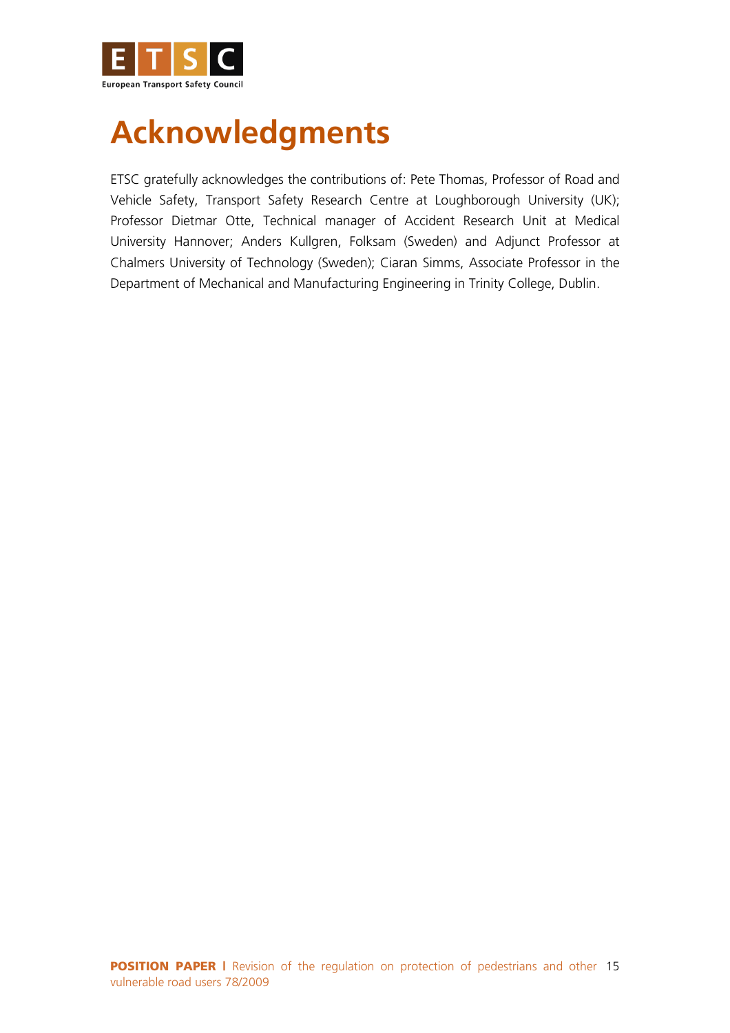# Acknowledgments

ETSC gratefully acknowledges the contributions of: Pete Thomas, Professor of Road and Vehicle Safety, Transport Safety Research Centre at Loughborough University (UK); Professor Dietmar Otte, Technical manager of Accident Research Unit at Medical University Hannover; Anders Kullgren, Folksam (Sweden) and Adjunct Professor at Chalmers University of Technology (Sweden); Ciaran Simms, Associate Professor in the Department of Mechanical and Manufacturing Engineering in Trinity College, Dublin.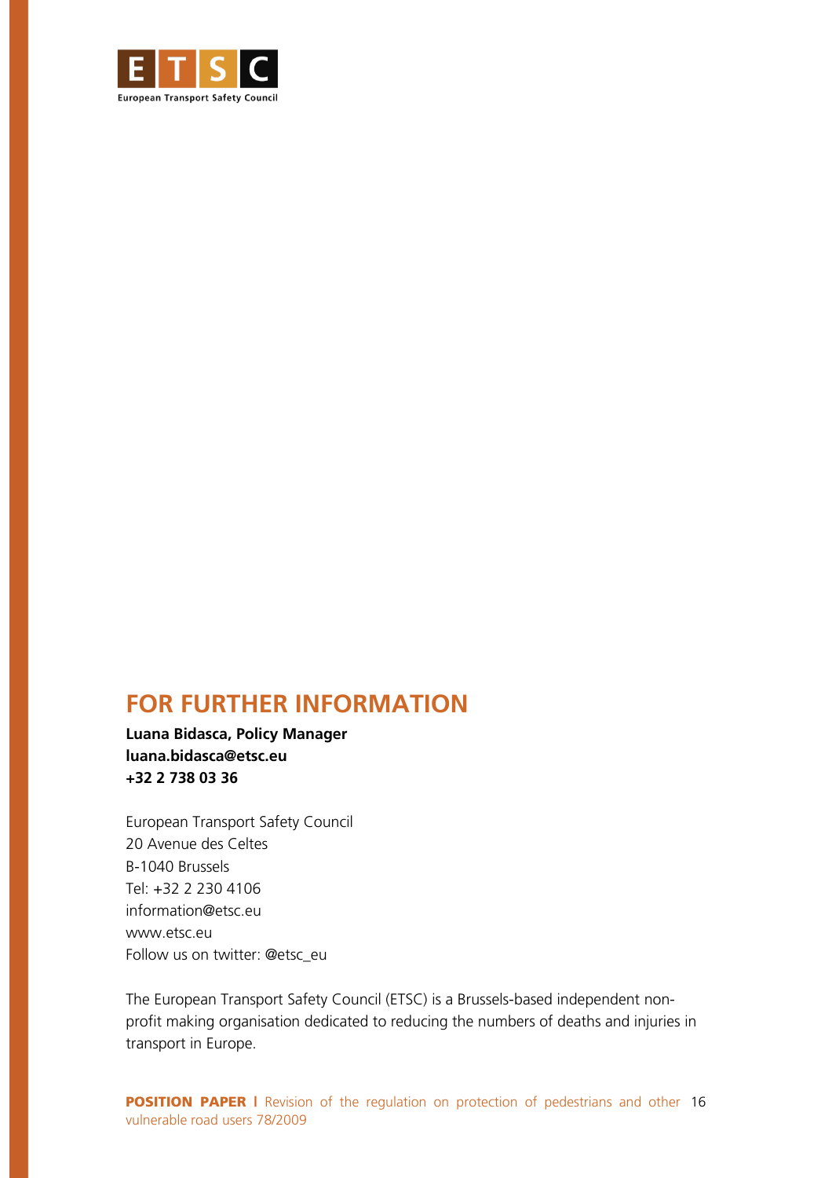## FOR FURTHER INFORMATION

**Luana Bidasca, Policy Manager**
**luana.bidasca@etsc.eu**
**+32 2 738 03 36**

European Transport Safety Council
20 Avenue des Celtes
B-1040 Brussels
Tel: +32 2 230 4106
information@etsc.eu
www.etsc.eu
Follow us on twitter: @etsc_eu

The European Transport Safety Council (ETSC) is a Brussels-based independent non-profit making organisation dedicated to reducing the numbers of deaths and injuries in transport in Europe.